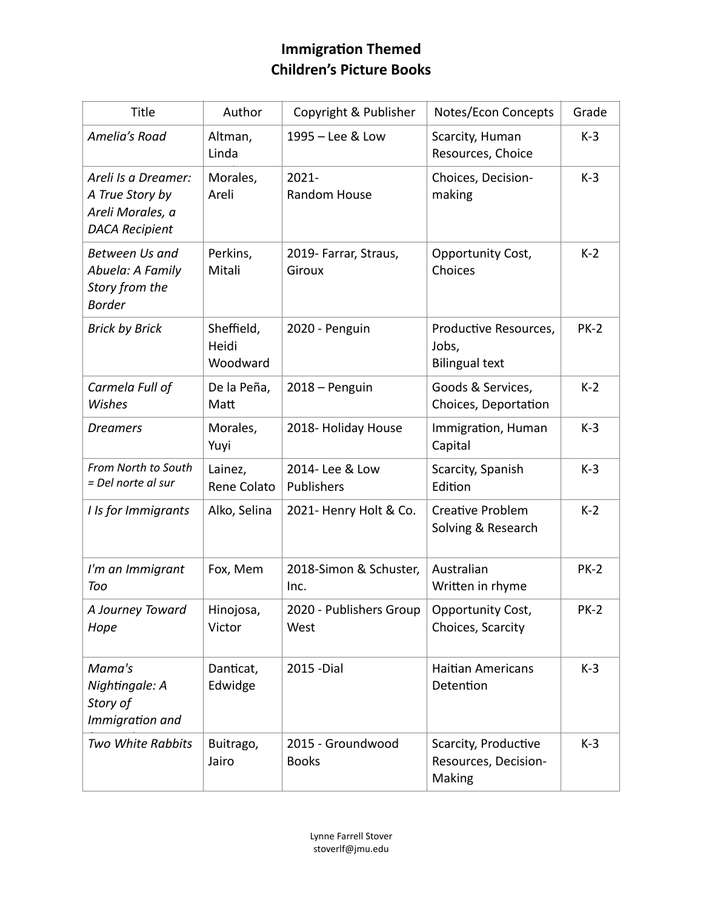# Immigration Themed
# Children's Picture Books

| Title | Author | Copyright & Publisher | Notes/Econ Concepts | Grade |
|---|---|---|---|---|
| *Amelia's Road* | Altman, Linda | 1995 – Lee & Low | Scarcity, Human Resources, Choice | K-3 |
| *Areli Is a Dreamer: A True Story by Areli Morales, a DACA Recipient* | Morales, Areli | 2021- Random House | Choices, Decision-making | K-3 |
| *Between Us and Abuela: A Family Story from the Border* | Perkins, Mitali | 2019- Farrar, Straus, Giroux | Opportunity Cost, Choices | K-2 |
| *Brick by Brick* | Sheffield, Heidi Woodward | 2020 - Penguin | Productive Resources, Jobs, Bilingual text | PK-2 |
| *Carmela Full of Wishes* | De la Peña, Matt | 2018 – Penguin | Goods & Services, Choices, Deportation | K-2 |
| *Dreamers* | Morales, Yuyi | 2018- Holiday House | Immigration, Human Capital | K-3 |
| *From North to South = Del norte al sur* | Lainez, Rene Colato | 2014- Lee & Low Publishers | Scarcity, Spanish Edition | K-3 |
| *I Is for Immigrants* | Alko, Selina | 2021- Henry Holt & Co. | Creative Problem Solving & Research | K-2 |
| *I'm an Immigrant Too* | Fox, Mem | 2018-Simon & Schuster, Inc. | Australian Written in rhyme | PK-2 |
| *A Journey Toward Hope* | Hinojosa, Victor | 2020 - Publishers Group West | Opportunity Cost, Choices, Scarcity | PK-2 |
| *Mama's Nightingale: A Story of Immigration and* | Danticat, Edwidge | 2015 -Dial | Haitian Americans Detention | K-3 |
| *Two White Rabbits* | Buitrago, Jairo | 2015 - Groundwood Books | Scarcity, Productive Resources, Decision-Making | K-3 |

Lynne Farrell Stover
stoverlf@jmu.edu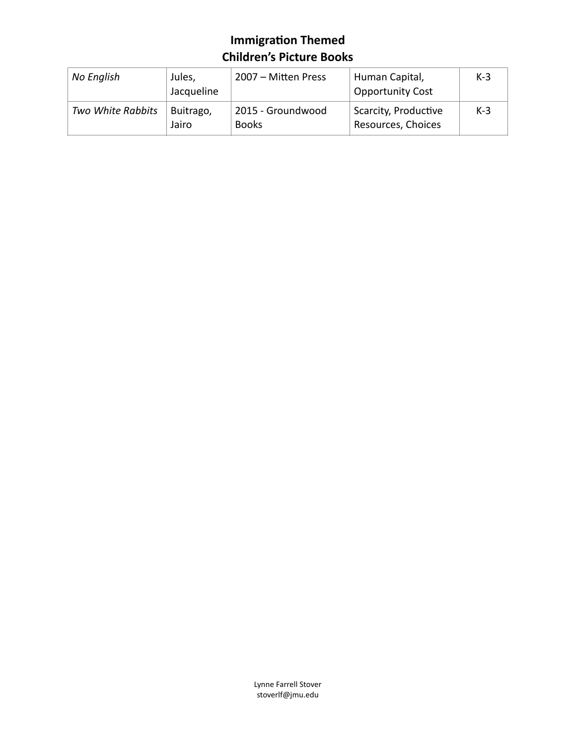**Immigration Themed**
**Children's Picture Books**

| | | | | |
|---|---|---|---|---|
| *No English* | Jules, Jacqueline | 2007 – Mitten Press | Human Capital, Opportunity Cost | K-3 |
| *Two White Rabbits* | Buitrago, Jairo | 2015 - Groundwood Books | Scarcity, Productive Resources, Choices | K-3 |

Lynne Farrell Stover
stoverlf@jmu.edu